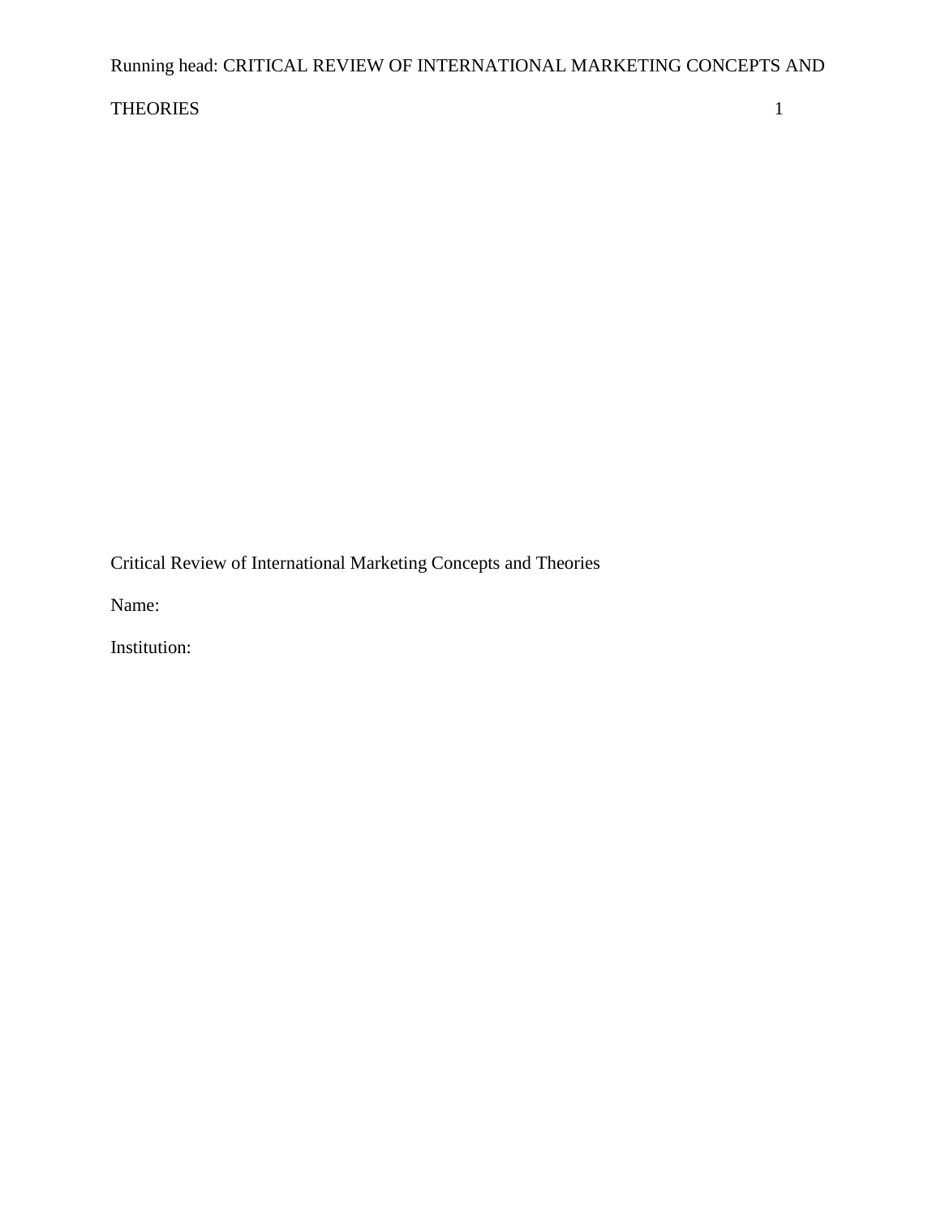Critical Review of International Marketing Concepts and Theories

Name:

Institution: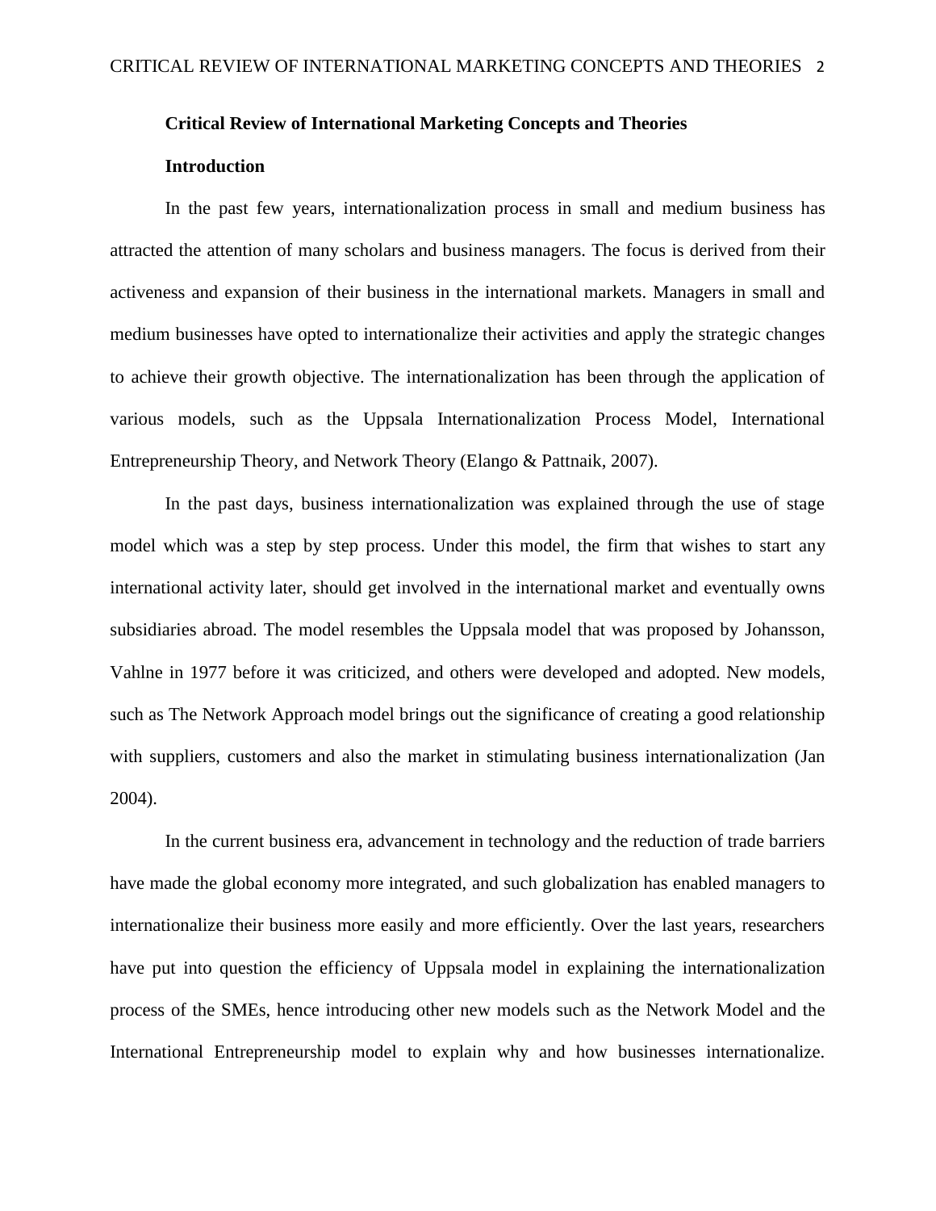# Critical Review of International Marketing Concepts and Theories

## Introduction

In the past few years, internationalization process in small and medium business has attracted the attention of many scholars and business managers. The focus is derived from their activeness and expansion of their business in the international markets. Managers in small and medium businesses have opted to internationalize their activities and apply the strategic changes to achieve their growth objective. The internationalization has been through the application of various models, such as the Uppsala Internationalization Process Model, International Entrepreneurship Theory, and Network Theory (Elango & Pattnaik, 2007).

In the past days, business internationalization was explained through the use of stage model which was a step by step process. Under this model, the firm that wishes to start any international activity later, should get involved in the international market and eventually owns subsidiaries abroad. The model resembles the Uppsala model that was proposed by Johansson, Vahlne in 1977 before it was criticized, and others were developed and adopted. New models, such as The Network Approach model brings out the significance of creating a good relationship with suppliers, customers and also the market in stimulating business internationalization (Jan 2004).

In the current business era, advancement in technology and the reduction of trade barriers have made the global economy more integrated, and such globalization has enabled managers to internationalize their business more easily and more efficiently. Over the last years, researchers have put into question the efficiency of Uppsala model in explaining the internationalization process of the SMEs, hence introducing other new models such as the Network Model and the International Entrepreneurship model to explain why and how businesses internationalize.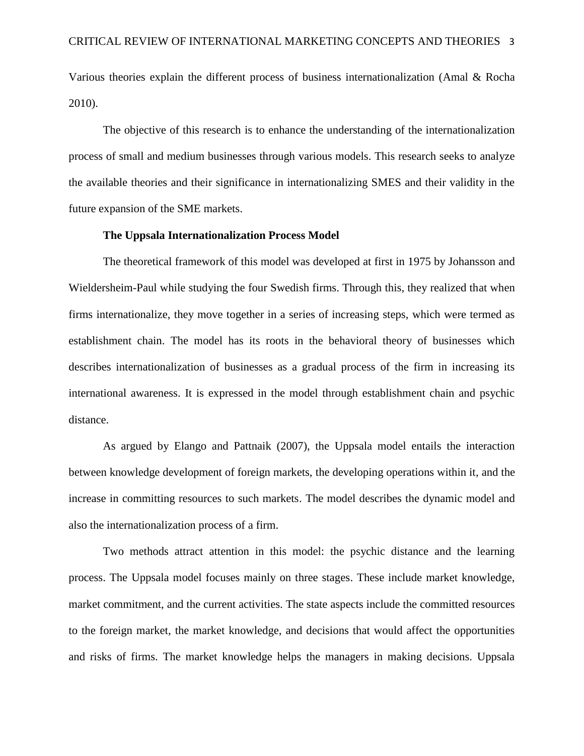Various theories explain the different process of business internationalization (Amal & Rocha 2010).

The objective of this research is to enhance the understanding of the internationalization process of small and medium businesses through various models. This research seeks to analyze the available theories and their significance in internationalizing SMES and their validity in the future expansion of the SME markets.

**The Uppsala Internationalization Process Model**

The theoretical framework of this model was developed at first in 1975 by Johansson and Wieldersheim-Paul while studying the four Swedish firms. Through this, they realized that when firms internationalize, they move together in a series of increasing steps, which were termed as establishment chain. The model has its roots in the behavioral theory of businesses which describes internationalization of businesses as a gradual process of the firm in increasing its international awareness. It is expressed in the model through establishment chain and psychic distance.

As argued by Elango and Pattnaik (2007), the Uppsala model entails the interaction between knowledge development of foreign markets, the developing operations within it, and the increase in committing resources to such markets. The model describes the dynamic model and also the internationalization process of a firm.

Two methods attract attention in this model: the psychic distance and the learning process. The Uppsala model focuses mainly on three stages. These include market knowledge, market commitment, and the current activities. The state aspects include the committed resources to the foreign market, the market knowledge, and decisions that would affect the opportunities and risks of firms. The market knowledge helps the managers in making decisions. Uppsala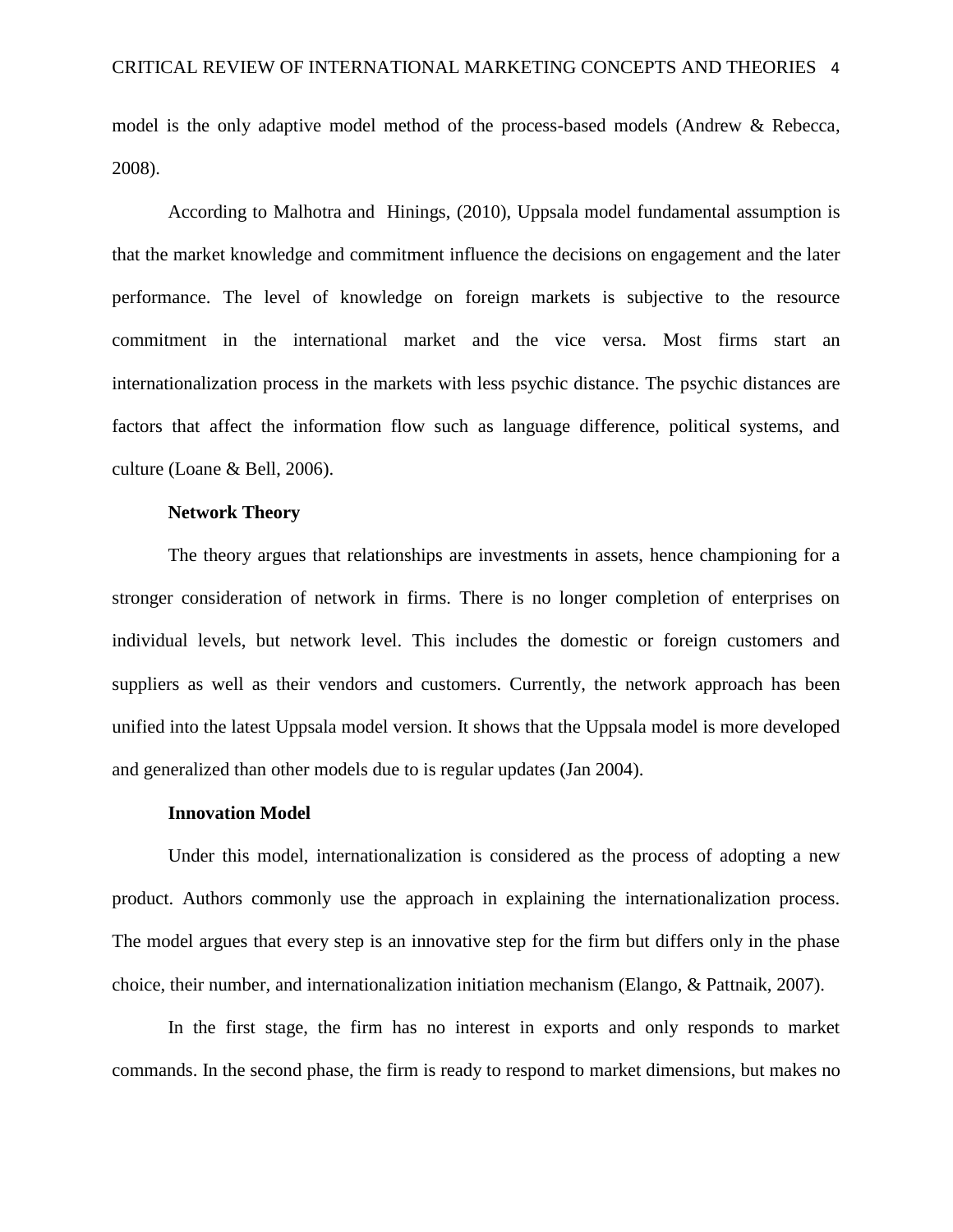model is the only adaptive model method of the process-based models (Andrew & Rebecca, 2008).

According to Malhotra and  Hinings, (2010), Uppsala model fundamental assumption is that the market knowledge and commitment influence the decisions on engagement and the later performance. The level of knowledge on foreign markets is subjective to the resource commitment in the international market and the vice versa. Most firms start an internationalization process in the markets with less psychic distance. The psychic distances are factors that affect the information flow such as language difference, political systems, and culture (Loane & Bell, 2006).

### Network Theory

The theory argues that relationships are investments in assets, hence championing for a stronger consideration of network in firms. There is no longer completion of enterprises on individual levels, but network level. This includes the domestic or foreign customers and suppliers as well as their vendors and customers. Currently, the network approach has been unified into the latest Uppsala model version. It shows that the Uppsala model is more developed and generalized than other models due to is regular updates (Jan 2004).

### Innovation Model

Under this model, internationalization is considered as the process of adopting a new product. Authors commonly use the approach in explaining the internationalization process. The model argues that every step is an innovative step for the firm but differs only in the phase choice, their number, and internationalization initiation mechanism (Elango, & Pattnaik, 2007).

In the first stage, the firm has no interest in exports and only responds to market commands. In the second phase, the firm is ready to respond to market dimensions, but makes no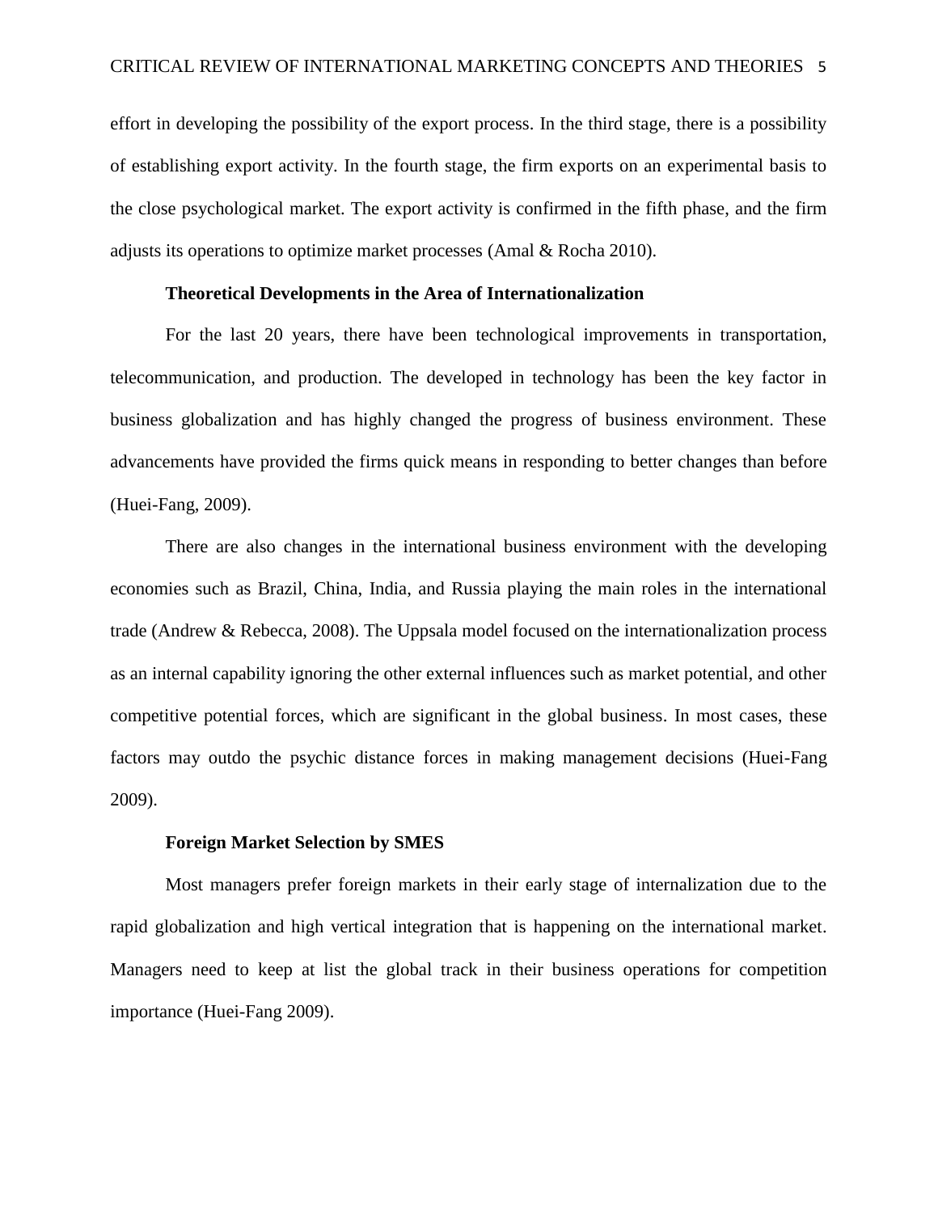effort in developing the possibility of the export process. In the third stage, there is a possibility of establishing export activity. In the fourth stage, the firm exports on an experimental basis to the close psychological market. The export activity is confirmed in the fifth phase, and the firm adjusts its operations to optimize market processes (Amal & Rocha 2010).

### Theoretical Developments in the Area of Internationalization

For the last 20 years, there have been technological improvements in transportation, telecommunication, and production. The developed in technology has been the key factor in business globalization and has highly changed the progress of business environment. These advancements have provided the firms quick means in responding to better changes than before (Huei-Fang, 2009).

There are also changes in the international business environment with the developing economies such as Brazil, China, India, and Russia playing the main roles in the international trade (Andrew & Rebecca, 2008). The Uppsala model focused on the internationalization process as an internal capability ignoring the other external influences such as market potential, and other competitive potential forces, which are significant in the global business. In most cases, these factors may outdo the psychic distance forces in making management decisions (Huei-Fang 2009).

### Foreign Market Selection by SMES

Most managers prefer foreign markets in their early stage of internalization due to the rapid globalization and high vertical integration that is happening on the international market. Managers need to keep at list the global track in their business operations for competition importance (Huei-Fang 2009).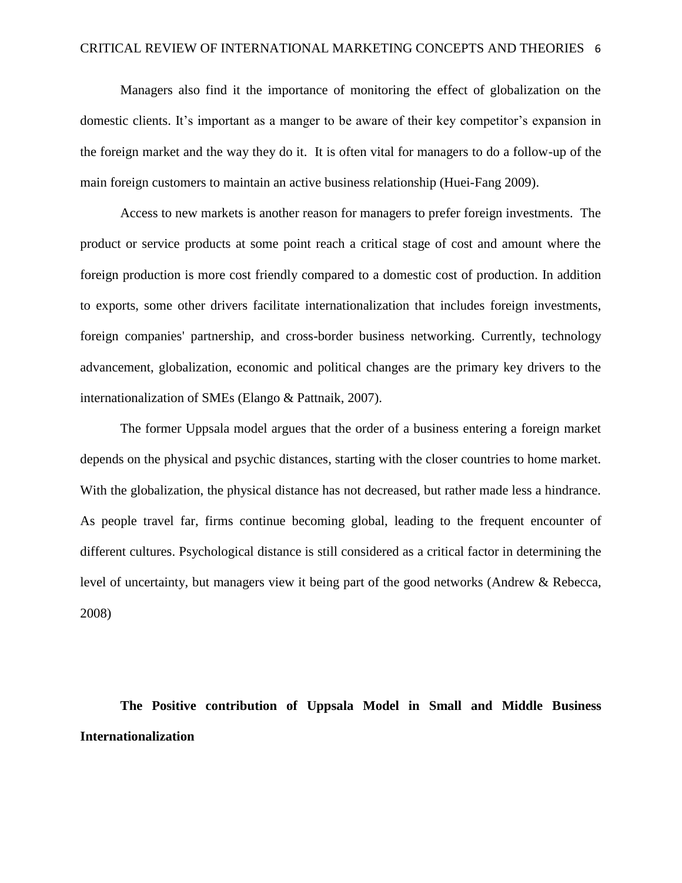Managers also find it the importance of monitoring the effect of globalization on the domestic clients. It's important as a manger to be aware of their key competitor's expansion in the foreign market and the way they do it. It is often vital for managers to do a follow-up of the main foreign customers to maintain an active business relationship (Huei-Fang 2009).

Access to new markets is another reason for managers to prefer foreign investments. The product or service products at some point reach a critical stage of cost and amount where the foreign production is more cost friendly compared to a domestic cost of production. In addition to exports, some other drivers facilitate internationalization that includes foreign investments, foreign companies' partnership, and cross-border business networking. Currently, technology advancement, globalization, economic and political changes are the primary key drivers to the internationalization of SMEs (Elango & Pattnaik, 2007).

The former Uppsala model argues that the order of a business entering a foreign market depends on the physical and psychic distances, starting with the closer countries to home market. With the globalization, the physical distance has not decreased, but rather made less a hindrance. As people travel far, firms continue becoming global, leading to the frequent encounter of different cultures. Psychological distance is still considered as a critical factor in determining the level of uncertainty, but managers view it being part of the good networks (Andrew & Rebecca, 2008)

**The Positive contribution of Uppsala Model in Small and Middle Business Internationalization**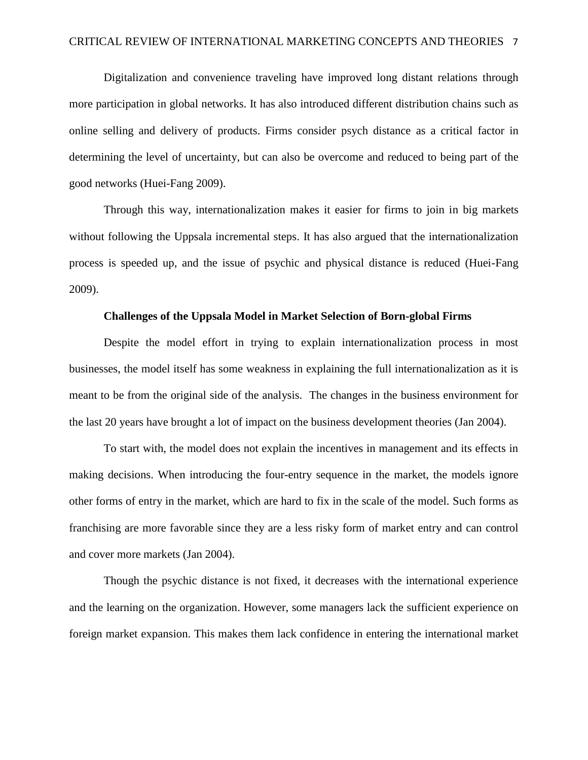Digitalization and convenience traveling have improved long distant relations through more participation in global networks. It has also introduced different distribution chains such as online selling and delivery of products. Firms consider psych distance as a critical factor in determining the level of uncertainty, but can also be overcome and reduced to being part of the good networks (Huei-Fang 2009).

Through this way, internationalization makes it easier for firms to join in big markets without following the Uppsala incremental steps. It has also argued that the internationalization process is speeded up, and the issue of psychic and physical distance is reduced (Huei-Fang 2009).

**Challenges of the Uppsala Model in Market Selection of Born-global Firms**

Despite the model effort in trying to explain internationalization process in most businesses, the model itself has some weakness in explaining the full internationalization as it is meant to be from the original side of the analysis. The changes in the business environment for the last 20 years have brought a lot of impact on the business development theories (Jan 2004).

To start with, the model does not explain the incentives in management and its effects in making decisions. When introducing the four-entry sequence in the market, the models ignore other forms of entry in the market, which are hard to fix in the scale of the model. Such forms as franchising are more favorable since they are a less risky form of market entry and can control and cover more markets (Jan 2004).

Though the psychic distance is not fixed, it decreases with the international experience and the learning on the organization. However, some managers lack the sufficient experience on foreign market expansion. This makes them lack confidence in entering the international market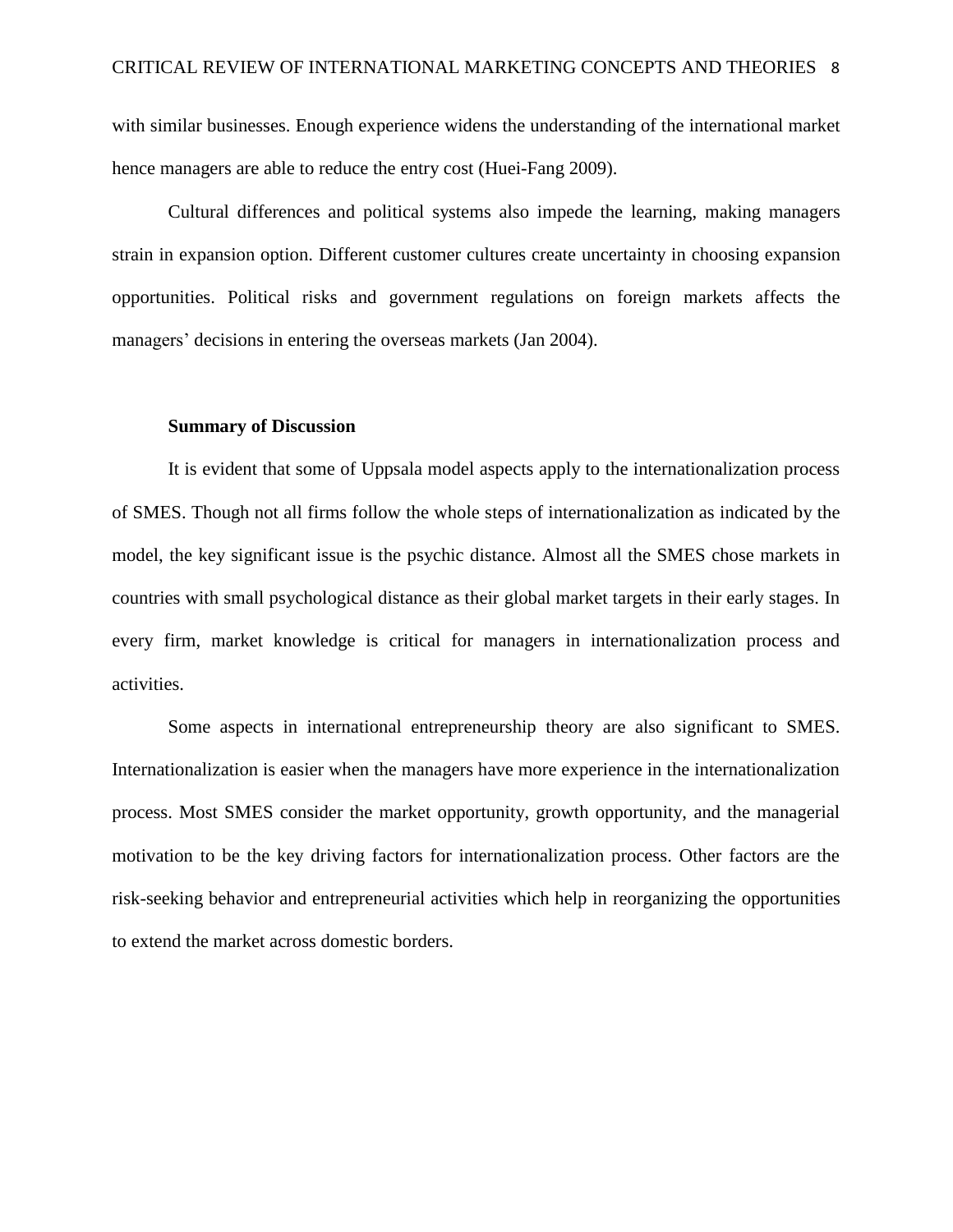with similar businesses. Enough experience widens the understanding of the international market hence managers are able to reduce the entry cost (Huei-Fang 2009).

Cultural differences and political systems also impede the learning, making managers strain in expansion option. Different customer cultures create uncertainty in choosing expansion opportunities. Political risks and government regulations on foreign markets affects the managers' decisions in entering the overseas markets (Jan 2004).

**Summary of Discussion**

It is evident that some of Uppsala model aspects apply to the internationalization process of SMES. Though not all firms follow the whole steps of internationalization as indicated by the model, the key significant issue is the psychic distance. Almost all the SMES chose markets in countries with small psychological distance as their global market targets in their early stages. In every firm, market knowledge is critical for managers in internationalization process and activities.

Some aspects in international entrepreneurship theory are also significant to SMES. Internationalization is easier when the managers have more experience in the internationalization process. Most SMES consider the market opportunity, growth opportunity, and the managerial motivation to be the key driving factors for internationalization process. Other factors are the risk-seeking behavior and entrepreneurial activities which help in reorganizing the opportunities to extend the market across domestic borders.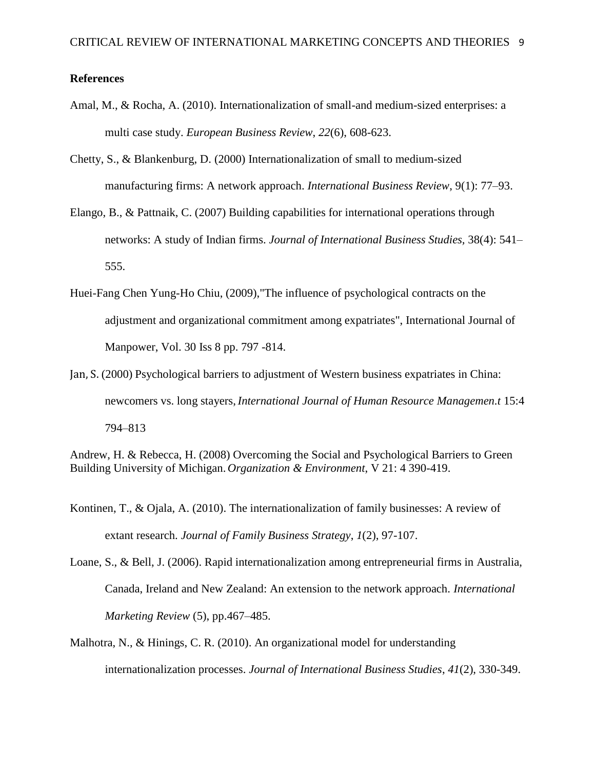## References

Amal, M., & Rocha, A. (2010). Internationalization of small-and medium-sized enterprises: a multi case study. *European Business Review*, *22*(6), 608-623.

Chetty, S., & Blankenburg, D. (2000) Internationalization of small to medium-sized manufacturing firms: A network approach. *International Business Review*, 9(1): 77–93.

Elango, B., & Pattnaik, C. (2007) Building capabilities for international operations through networks: A study of Indian firms. *Journal of International Business Studies*, 38(4): 541–555.

Huei-Fang Chen Yung-Ho Chiu, (2009),"The influence of psychological contracts on the adjustment and organizational commitment among expatriates", International Journal of Manpower, Vol. 30 Iss 8 pp. 797 -814.

Jan, S. (2000) Psychological barriers to adjustment of Western business expatriates in China: newcomers vs. long stayers, *International Journal of Human Resource Managemen.t* 15:4 794–813

Andrew, H. & Rebecca, H. (2008) Overcoming the Social and Psychological Barriers to Green Building University of Michigan. *Organization & Environment*, V 21: 4 390-419.

Kontinen, T., & Ojala, A. (2010). The internationalization of family businesses: A review of extant research. *Journal of Family Business Strategy*, *1*(2), 97-107.

Loane, S., & Bell, J. (2006). Rapid internationalization among entrepreneurial firms in Australia, Canada, Ireland and New Zealand: An extension to the network approach. *International Marketing Review* (5), pp.467–485.

Malhotra, N., & Hinings, C. R. (2010). An organizational model for understanding internationalization processes. *Journal of International Business Studies*, *41*(2), 330-349.